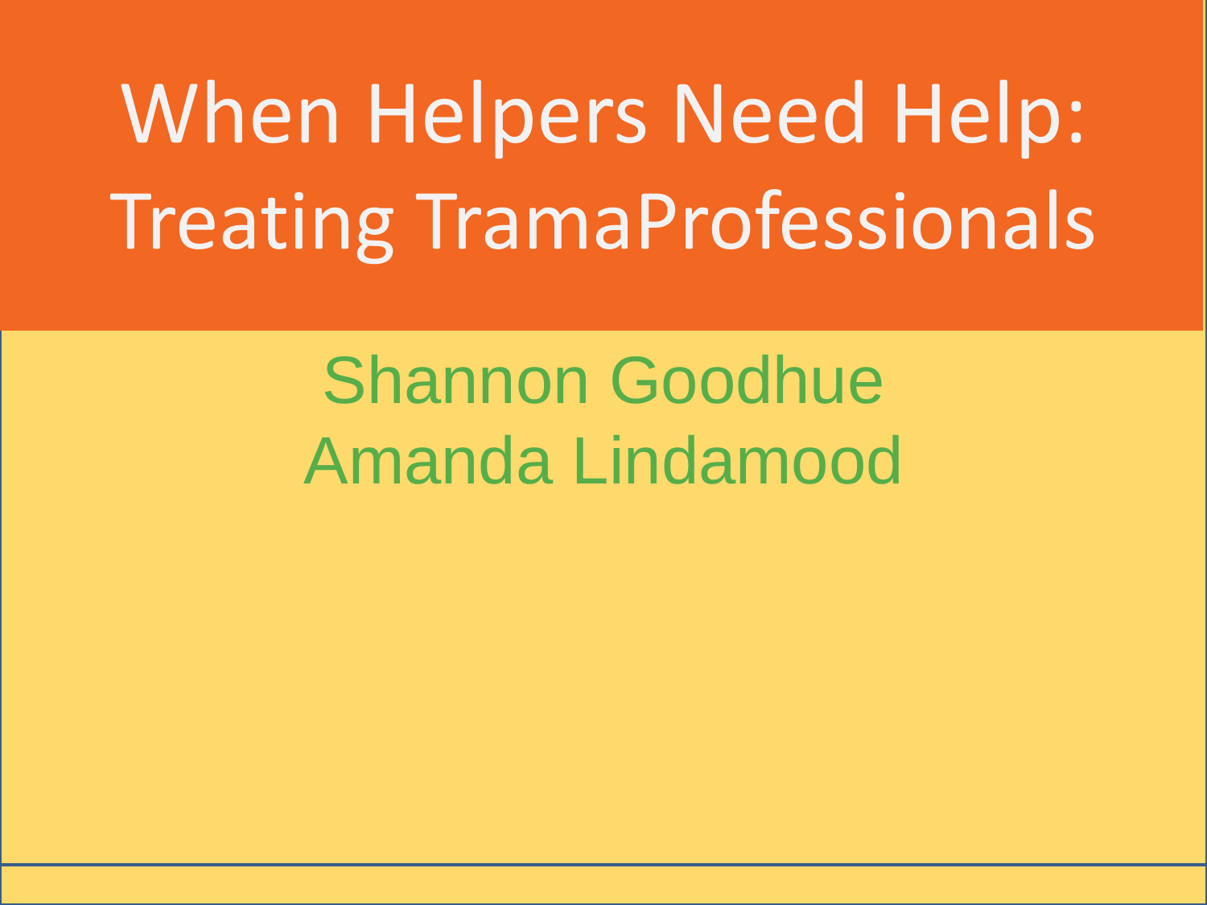# When Helpers Need Help: Treating TramaProfessionals

Shannon Goodhue
Amanda Lindamood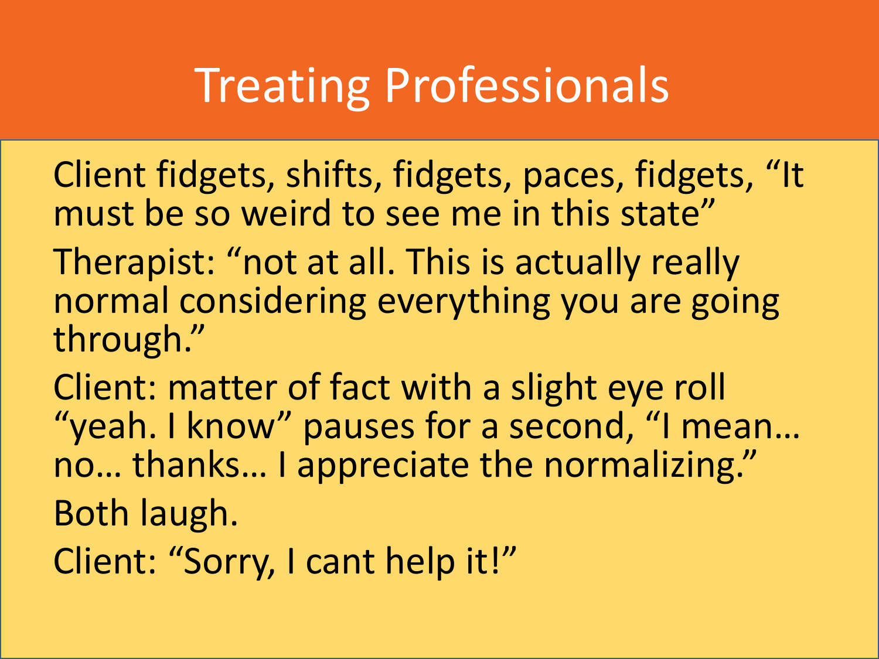# Treating Professionals

Client fidgets, shifts, fidgets, paces, fidgets, “It must be so weird to see me in this state”

Therapist: “not at all. This is actually really normal considering everything you are going through.”

Client: matter of fact with a slight eye roll “yeah. I know” pauses for a second, “I mean… no… thanks… I appreciate the normalizing.”

Both laugh.

Client: “Sorry, I cant help it!”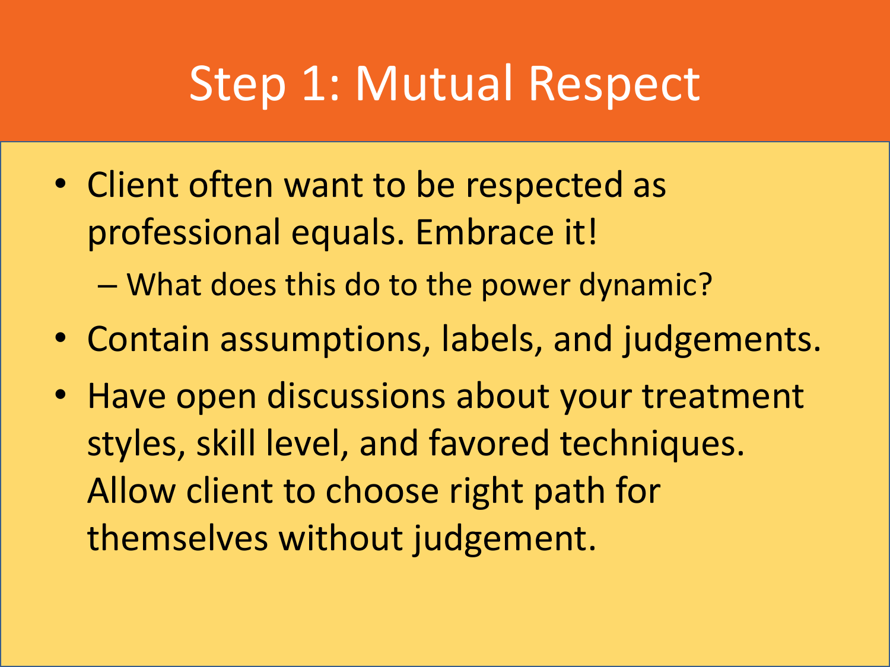# Step 1: Mutual Respect

- Client often want to be respected as professional equals. Embrace it!
  - What does this do to the power dynamic?
- Contain assumptions, labels, and judgements.
- Have open discussions about your treatment styles, skill level, and favored techniques. Allow client to choose right path for themselves without judgement.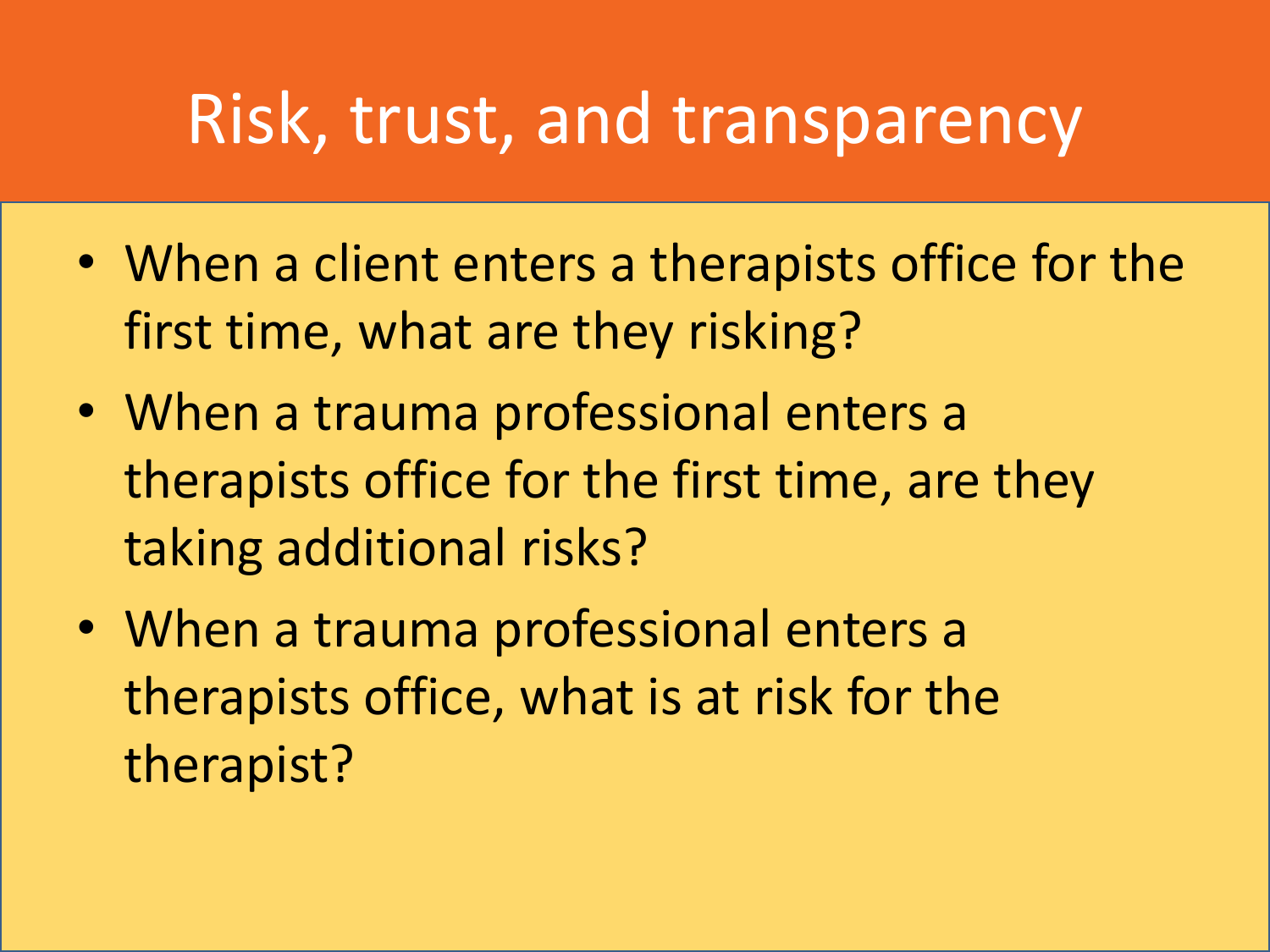# Risk, trust, and transparency

- When a client enters a therapists office for the first time, what are they risking?
- When a trauma professional enters a therapists office for the first time, are they taking additional risks?
- When a trauma professional enters a therapists office, what is at risk for the therapist?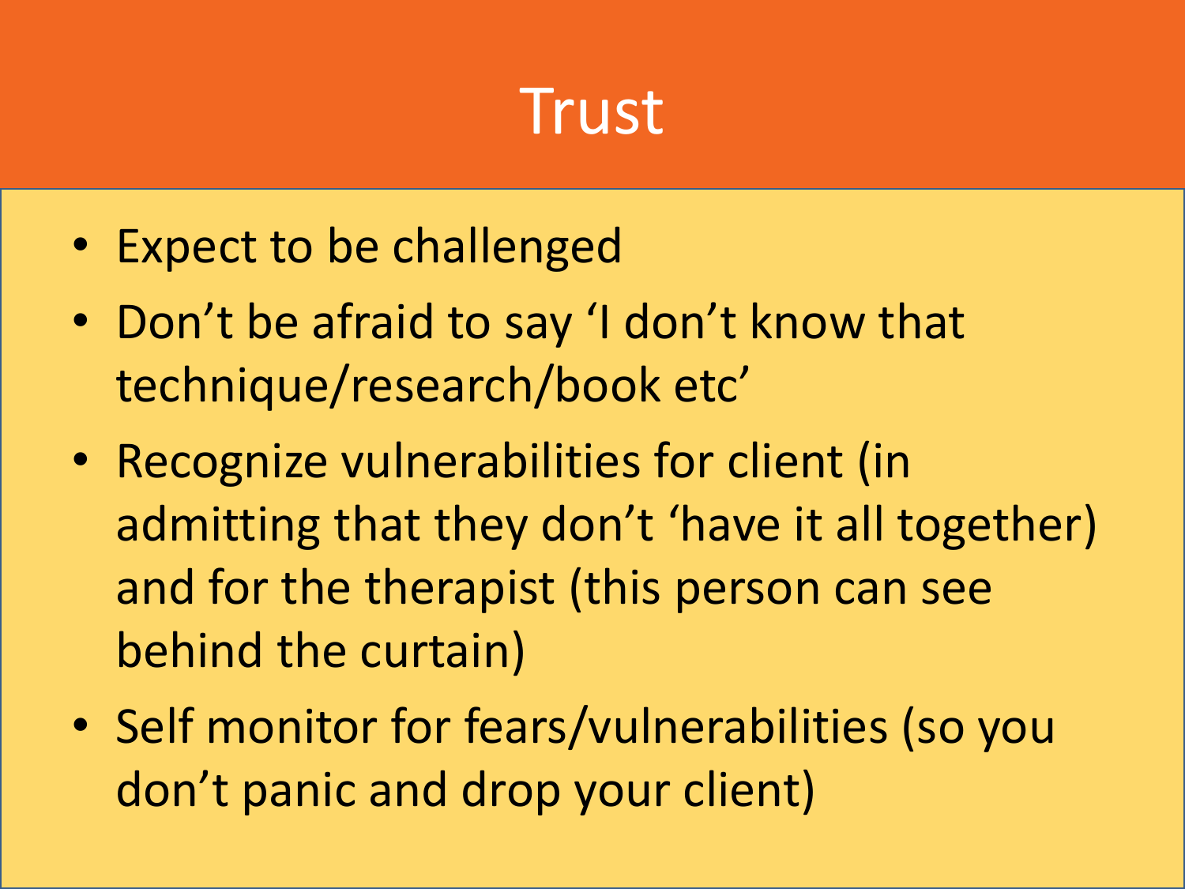# Trust

- Expect to be challenged
- Don’t be afraid to say ‘I don’t know that technique/research/book etc’
- Recognize vulnerabilities for client (in admitting that they don’t ‘have it all together) and for the therapist (this person can see behind the curtain)
- Self monitor for fears/vulnerabilities (so you don’t panic and drop your client)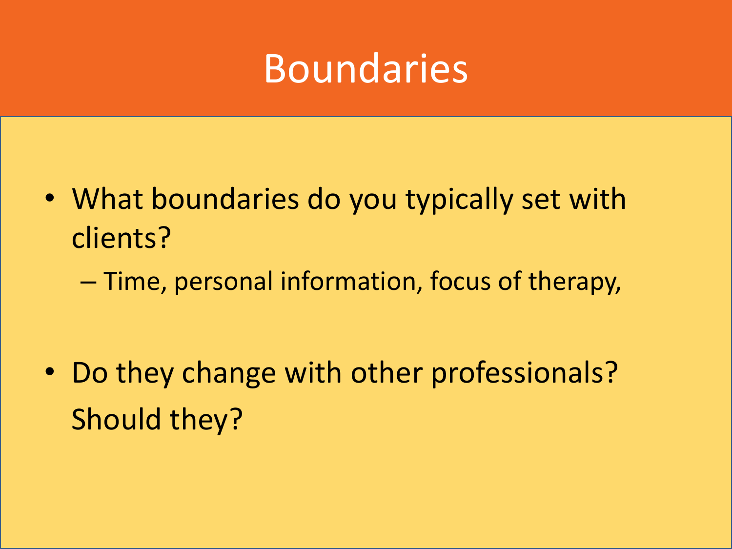# Boundaries

- What boundaries do you typically set with clients?
  - Time, personal information, focus of therapy,
- Do they change with other professionals? Should they?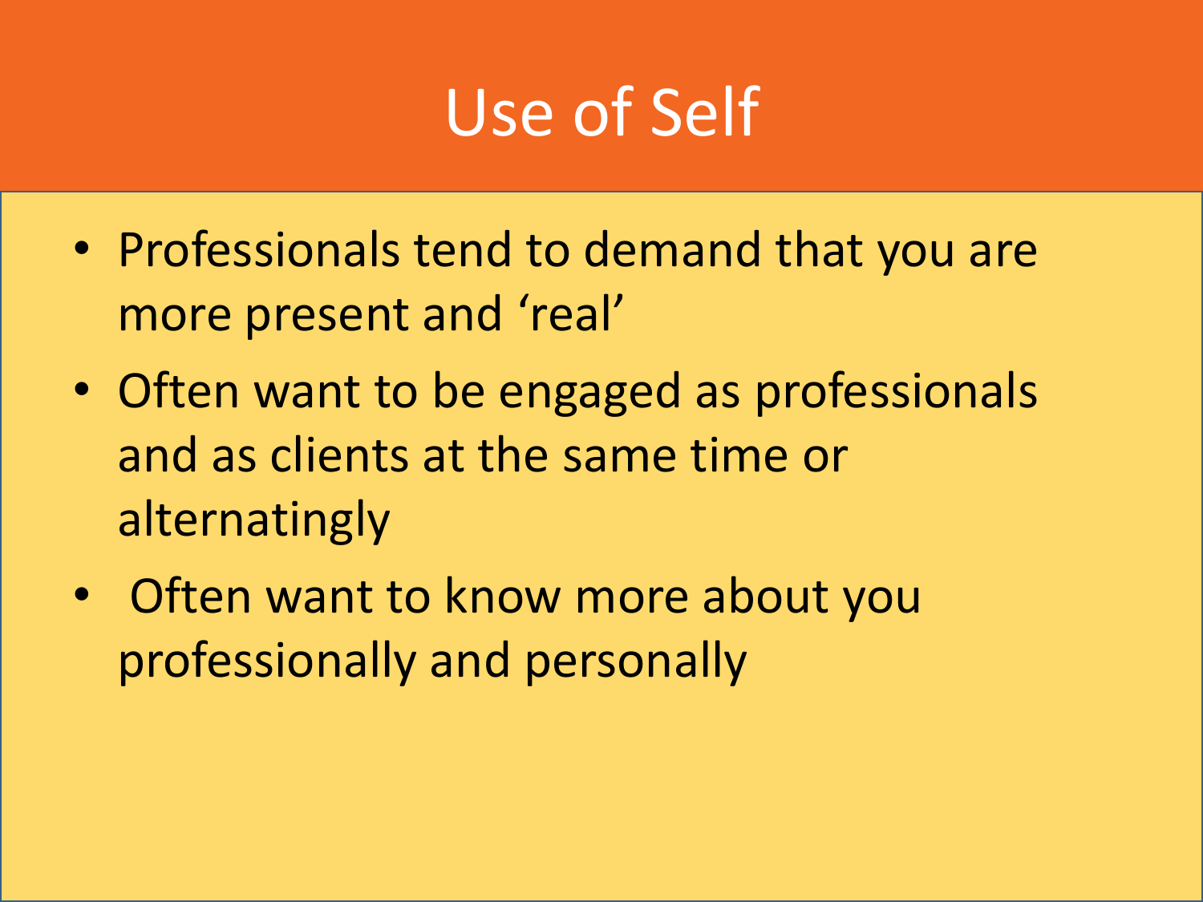# Use of Self

- Professionals tend to demand that you are more present and 'real'
- Often want to be engaged as professionals and as clients at the same time or alternatingly
- Often want to know more about you professionally and personally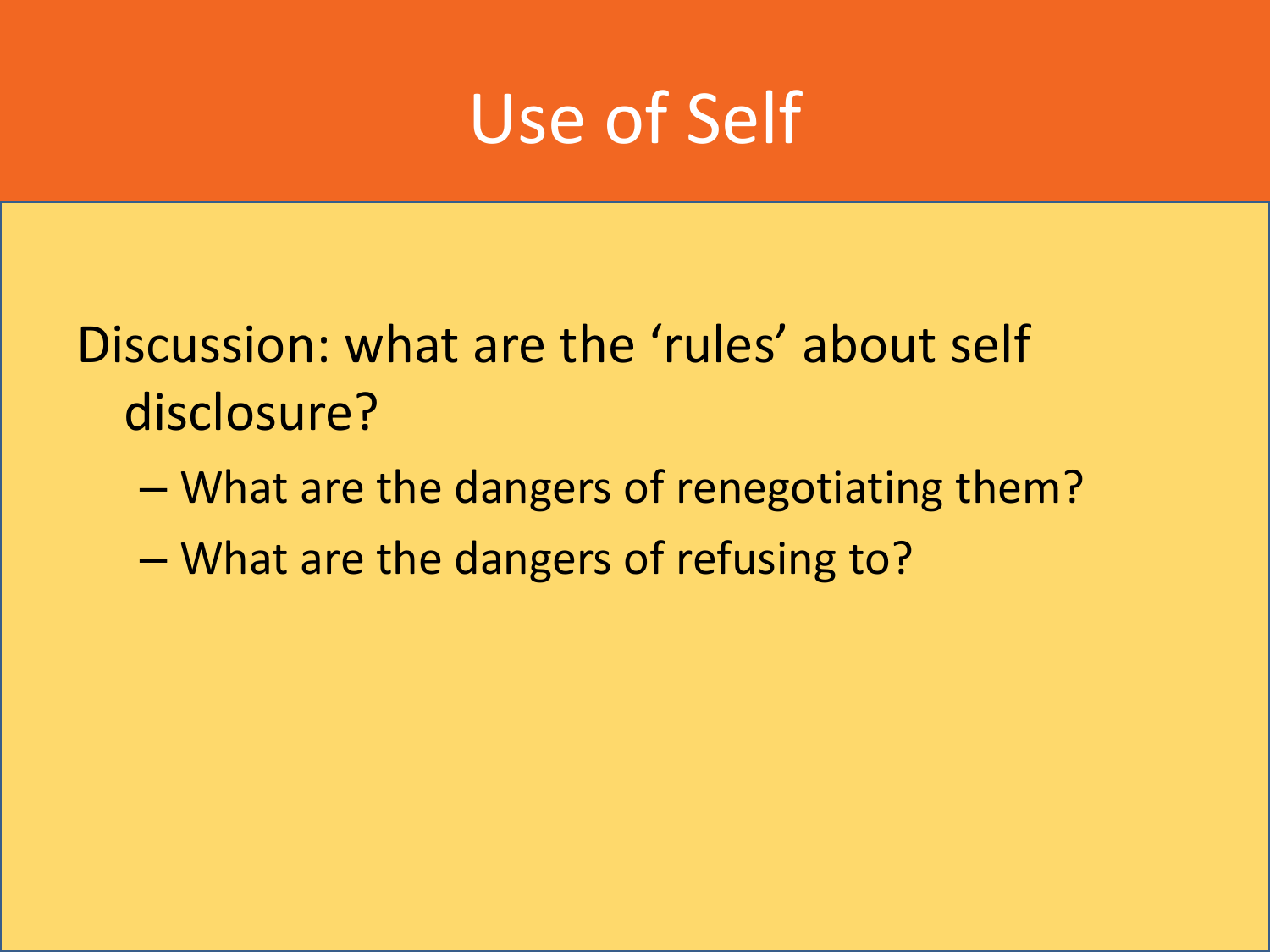# Use of Self

Discussion: what are the 'rules' about self disclosure?

- What are the dangers of renegotiating them?
- What are the dangers of refusing to?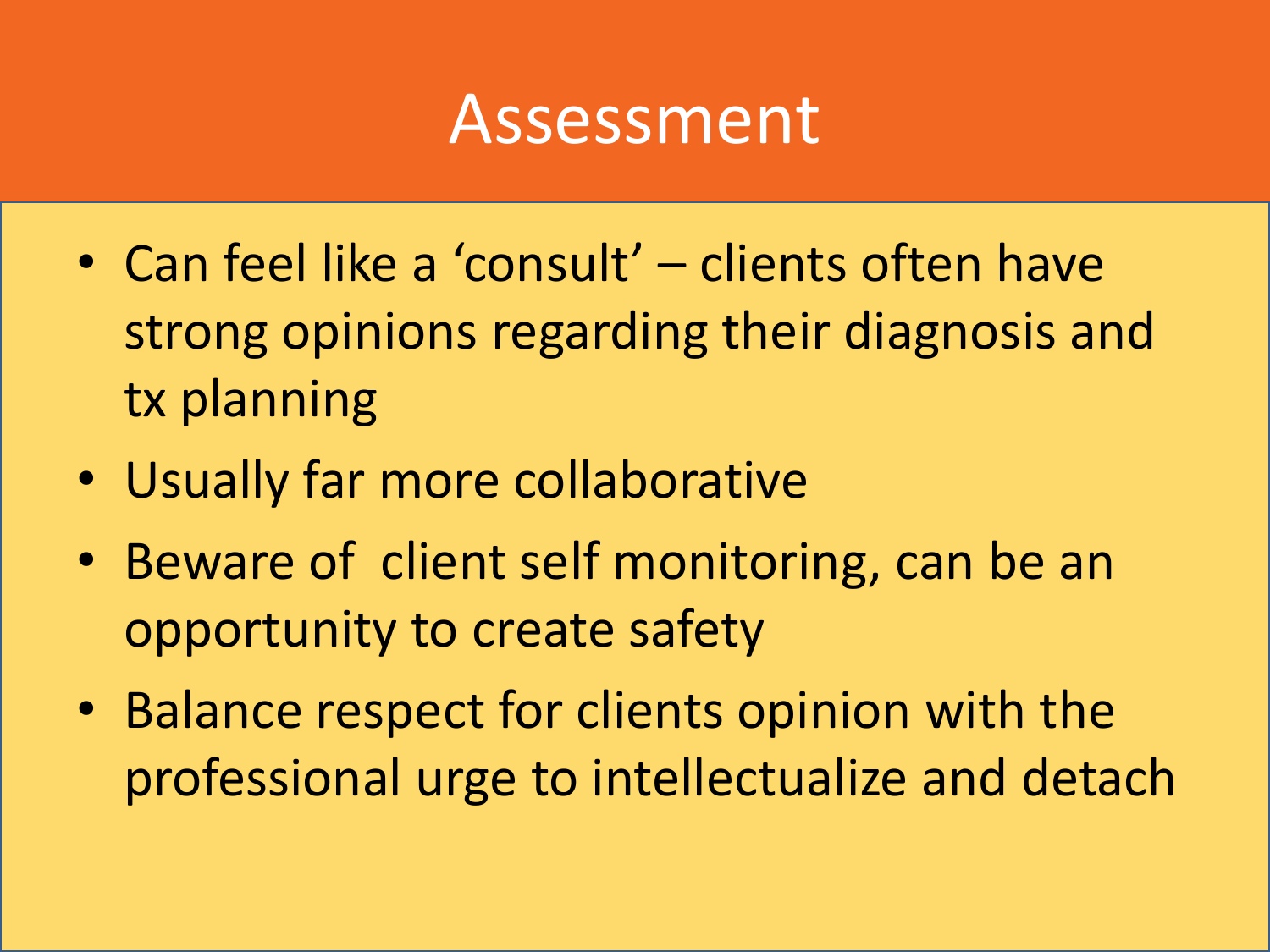# Assessment

- Can feel like a 'consult' – clients often have strong opinions regarding their diagnosis and tx planning
- Usually far more collaborative
- Beware of client self monitoring, can be an opportunity to create safety
- Balance respect for clients opinion with the professional urge to intellectualize and detach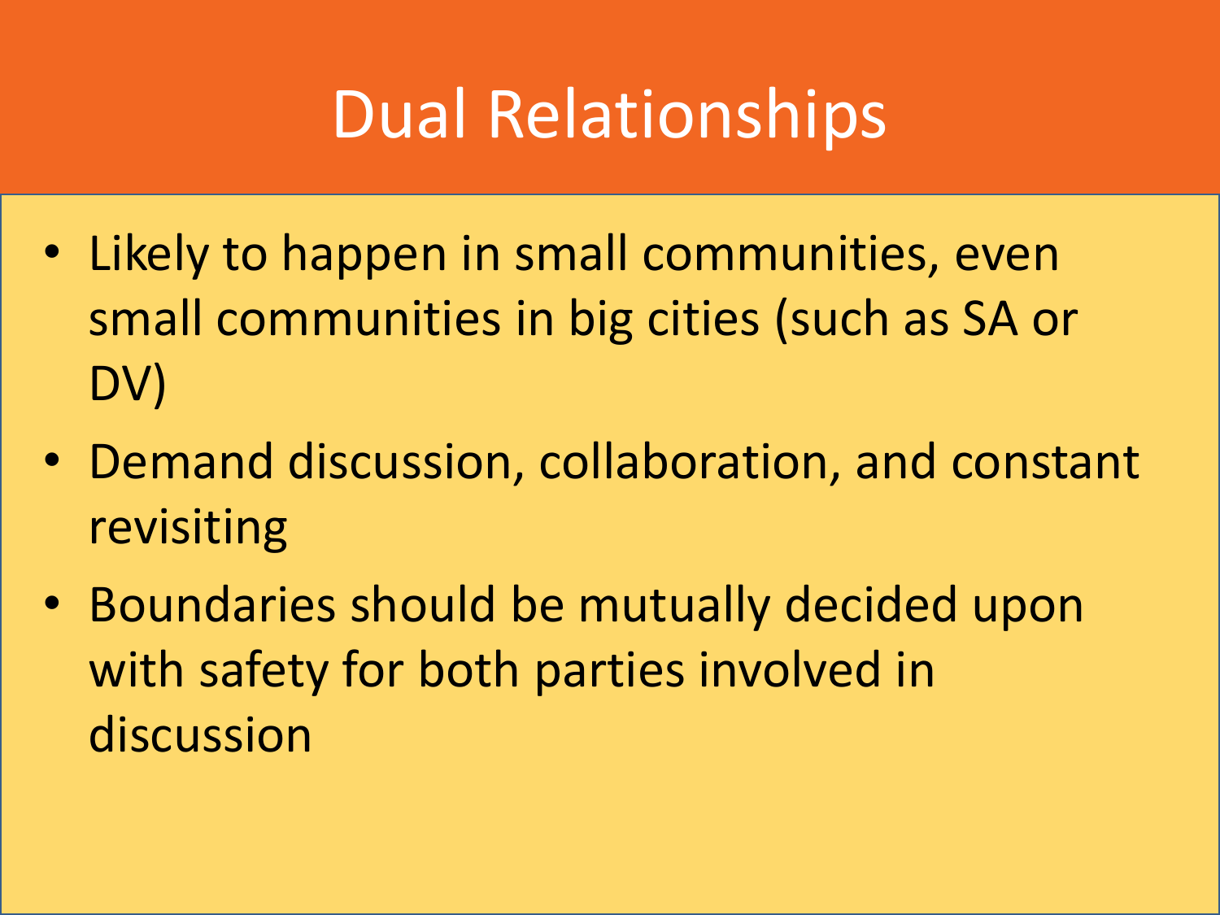# Dual Relationships

- Likely to happen in small communities, even small communities in big cities (such as SA or DV)
- Demand discussion, collaboration, and constant revisiting
- Boundaries should be mutually decided upon with safety for both parties involved in discussion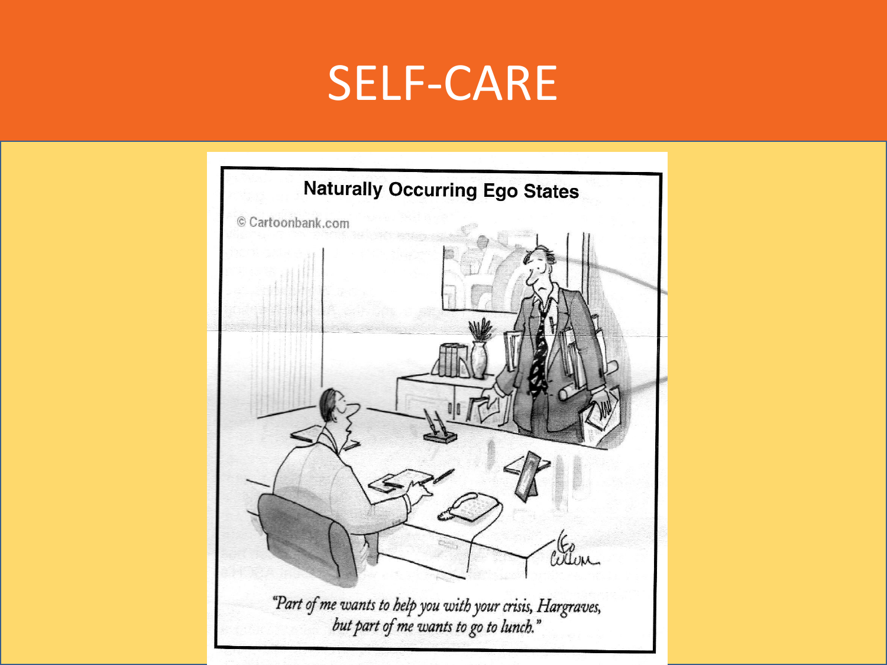# SELF-CARE

**Naturally Occurring Ego States**

© Cartoonbank.com

*"Part of me wants to help you with your crisis, Hargraves, but part of me wants to go to lunch."*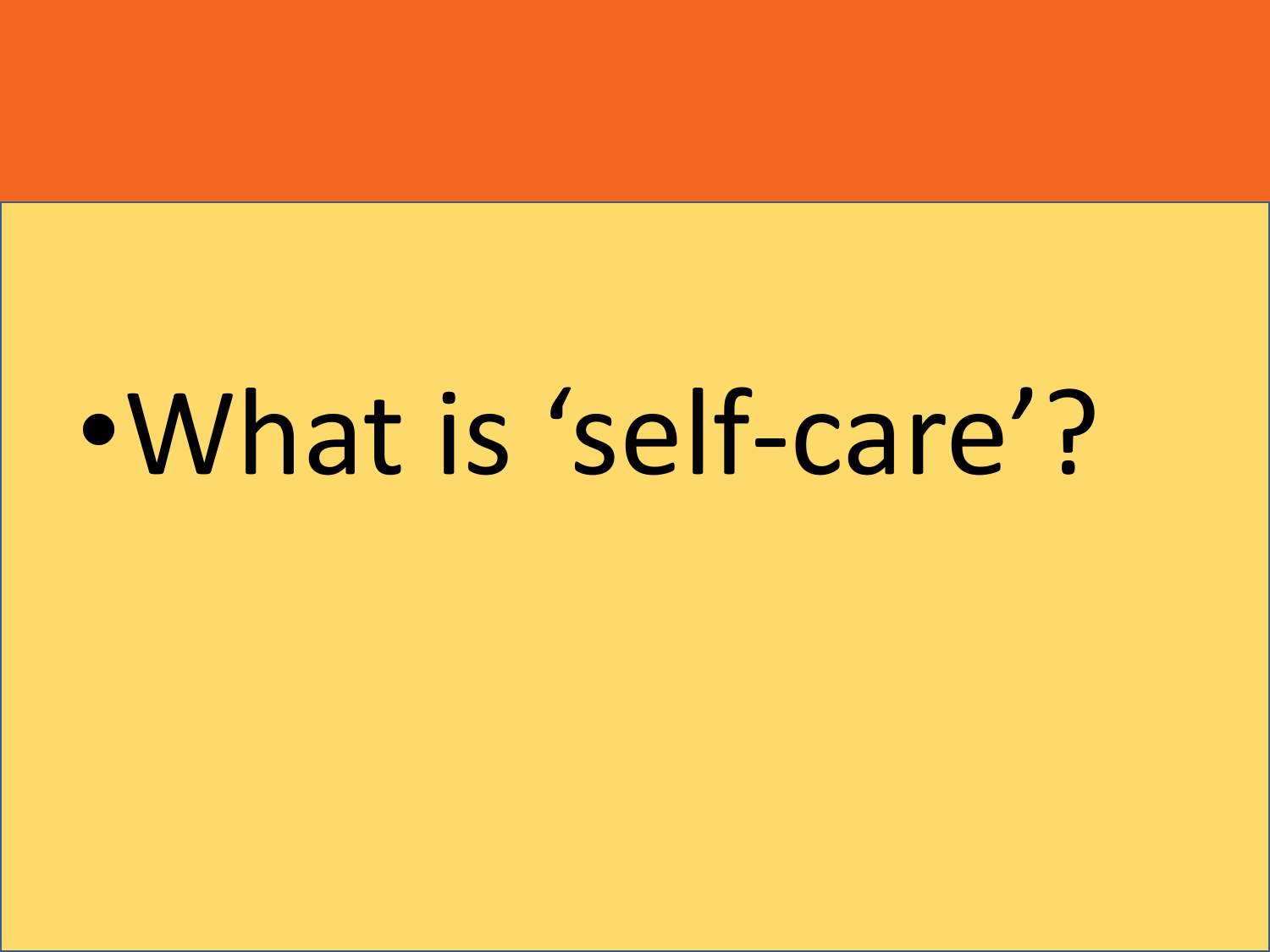- What is ‘self-care’?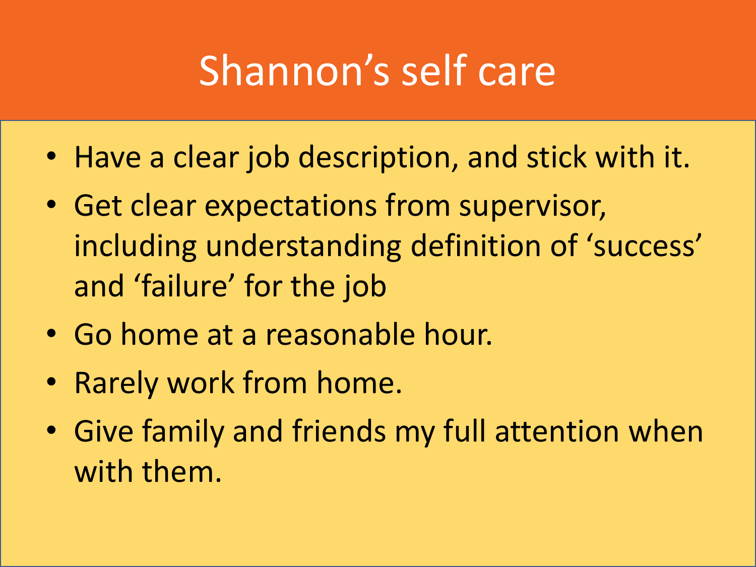# Shannon's self care

- Have a clear job description, and stick with it.
- Get clear expectations from supervisor, including understanding definition of 'success' and 'failure' for the job
- Go home at a reasonable hour.
- Rarely work from home.
- Give family and friends my full attention when with them.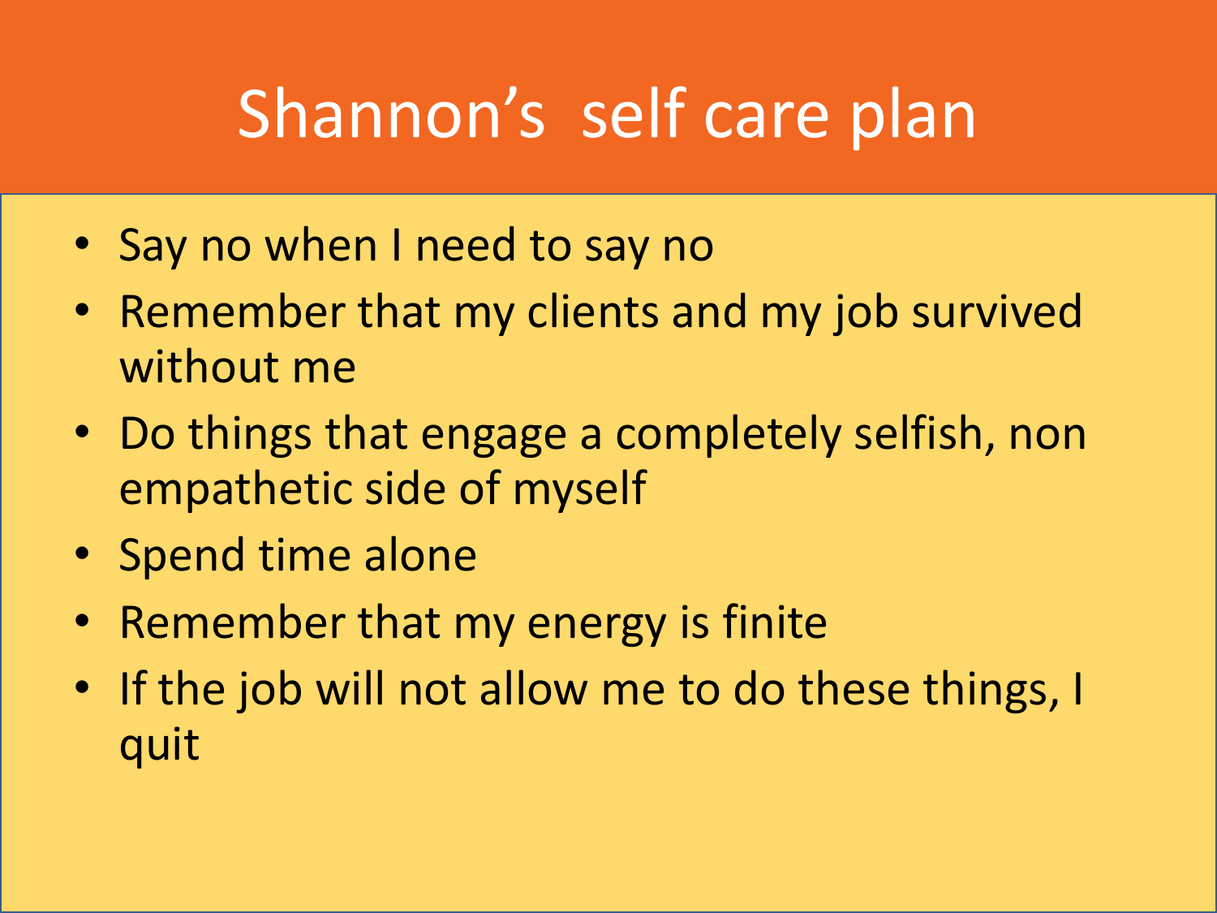# Shannon's self care plan

- Say no when I need to say no
- Remember that my clients and my job survived without me
- Do things that engage a completely selfish, non empathetic side of myself
- Spend time alone
- Remember that my energy is finite
- If the job will not allow me to do these things, I quit